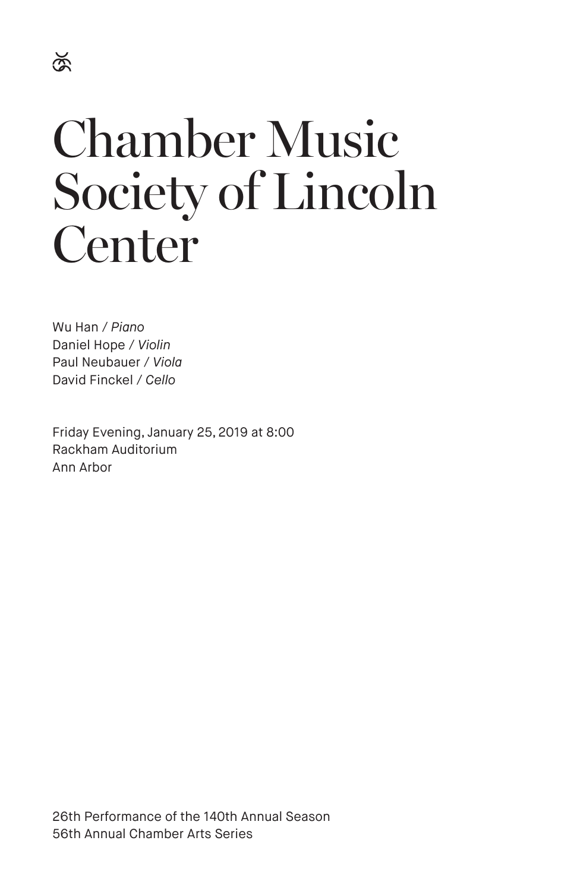# Chamber Music Society of Lincoln Center

Wu Han / *Piano*
Daniel Hope / *Violin*
Paul Neubauer / *Viola*
David Finckel / *Cello*

Friday Evening, January 25, 2019 at 8:00
Rackham Auditorium
Ann Arbor

26th Performance of the 140th Annual Season
56th Annual Chamber Arts Series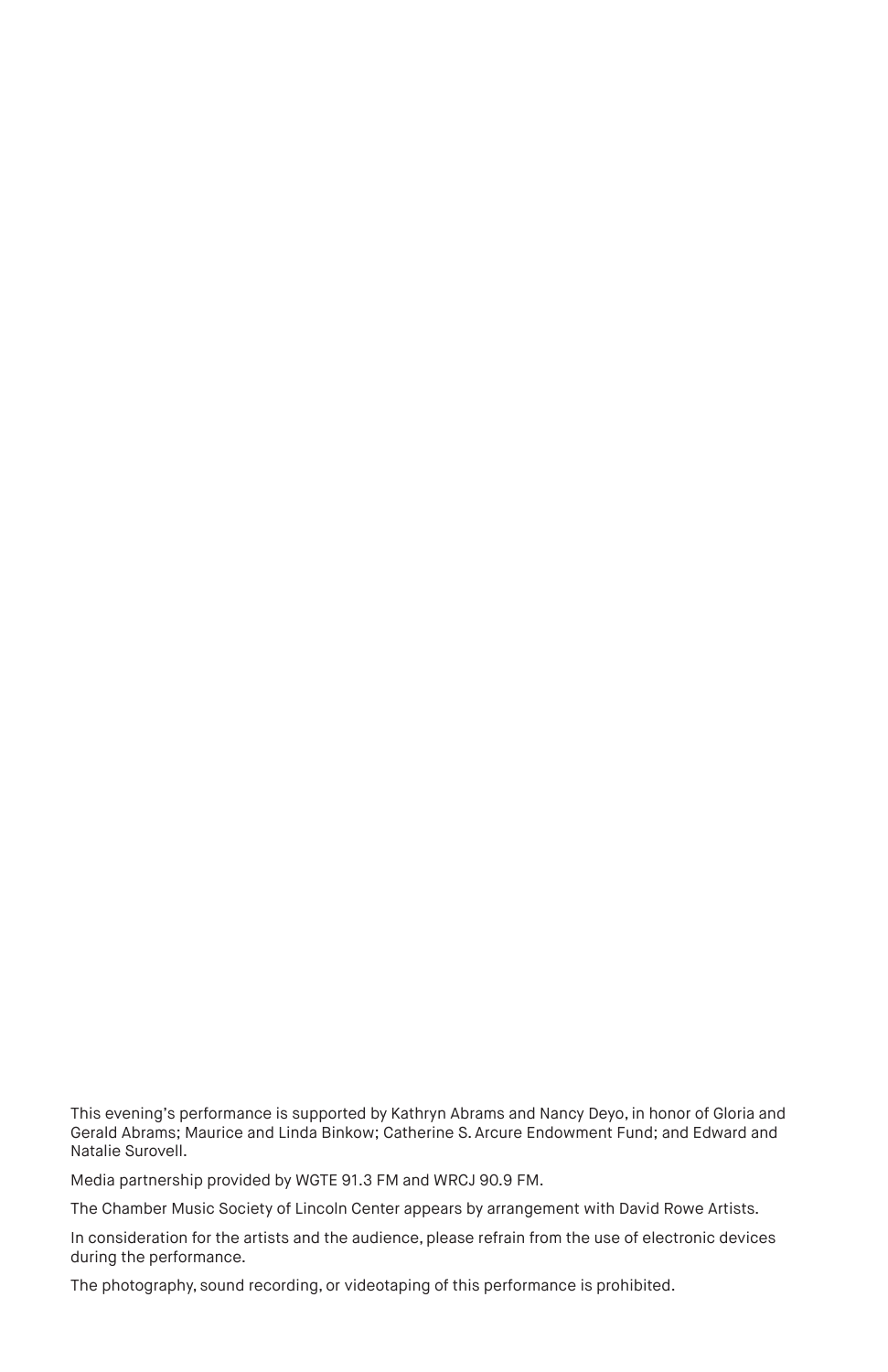This evening's performance is supported by Kathryn Abrams and Nancy Deyo, in honor of Gloria and Gerald Abrams; Maurice and Linda Binkow; Catherine S. Arcure Endowment Fund; and Edward and Natalie Surovell.

Media partnership provided by WGTE 91.3 FM and WRCJ 90.9 FM.

The Chamber Music Society of Lincoln Center appears by arrangement with David Rowe Artists.

In consideration for the artists and the audience, please refrain from the use of electronic devices during the performance.

The photography, sound recording, or videotaping of this performance is prohibited.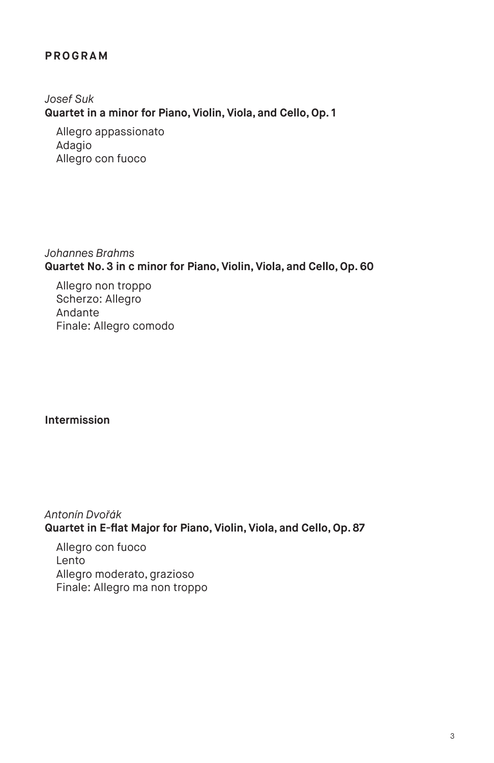## PROGRAM

*Josef Suk*
**Quartet in a minor for Piano, Violin, Viola, and Cello, Op. 1**

Allegro appassionato
Adagio
Allegro con fuoco

*Johannes Brahms*
**Quartet No. 3 in c minor for Piano, Violin, Viola, and Cello, Op. 60**

Allegro non troppo
Scherzo: Allegro
Andante
Finale: Allegro comodo

**Intermission**

*Antonín Dvořák*
**Quartet in E-flat Major for Piano, Violin, Viola, and Cello, Op. 87**

Allegro con fuoco
Lento
Allegro moderato, grazioso
Finale: Allegro ma non troppo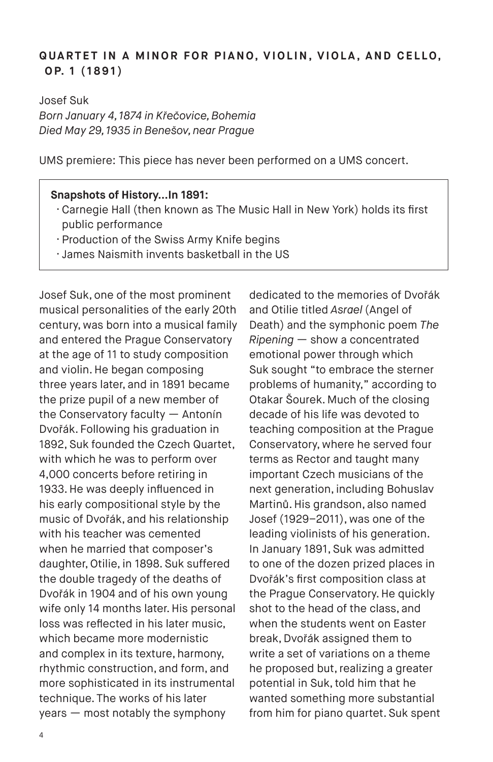## QUARTET IN A MINOR FOR PIANO, VIOLIN, VIOLA, AND CELLO, OP. 1 (1891)

Josef Suk
*Born January 4, 1874 in Křečovice, Bohemia*
*Died May 29, 1935 in Benešov, near Prague*

UMS premiere: This piece has never been performed on a UMS concert.

**Snapshots of History…In 1891:**

- Carnegie Hall (then known as The Music Hall in New York) holds its first public performance
- Production of the Swiss Army Knife begins
- James Naismith invents basketball in the US

Josef Suk, one of the most prominent musical personalities of the early 20th century, was born into a musical family and entered the Prague Conservatory at the age of 11 to study composition and violin. He began composing three years later, and in 1891 became the prize pupil of a new member of the Conservatory faculty — Antonín Dvořák. Following his graduation in 1892, Suk founded the Czech Quartet, with which he was to perform over 4,000 concerts before retiring in 1933. He was deeply influenced in his early compositional style by the music of Dvořák, and his relationship with his teacher was cemented when he married that composer's daughter, Otilie, in 1898. Suk suffered the double tragedy of the deaths of Dvořák in 1904 and of his own young wife only 14 months later. His personal loss was reflected in his later music, which became more modernistic and complex in its texture, harmony, rhythmic construction, and form, and more sophisticated in its instrumental technique. The works of his later years — most notably the symphony dedicated to the memories of Dvořák and Otilie titled *Asrael* (Angel of Death) and the symphonic poem *The Ripening* — show a concentrated emotional power through which Suk sought "to embrace the sterner problems of humanity," according to Otakar Šourek. Much of the closing decade of his life was devoted to teaching composition at the Prague Conservatory, where he served four terms as Rector and taught many important Czech musicians of the next generation, including Bohuslav Martinů. His grandson, also named Josef (1929–2011), was one of the leading violinists of his generation.

In January 1891, Suk was admitted to one of the dozen prized places in Dvořák's first composition class at the Prague Conservatory. He quickly shot to the head of the class, and when the students went on Easter break, Dvořák assigned them to write a set of variations on a theme he proposed but, realizing a greater potential in Suk, told him that he wanted something more substantial from him for piano quartet. Suk spent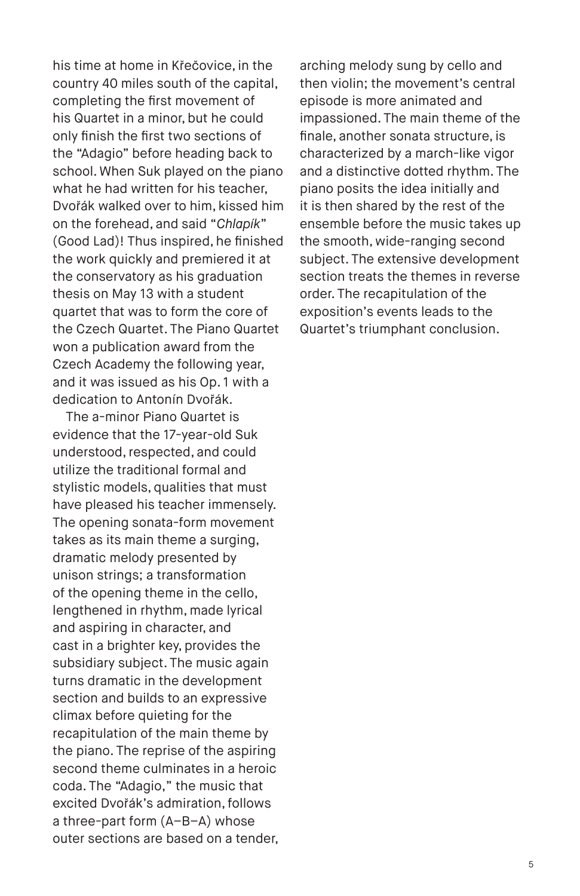his time at home in Křečovice, in the country 40 miles south of the capital, completing the first movement of his Quartet in a minor, but he could only finish the first two sections of the "Adagio" before heading back to school. When Suk played on the piano what he had written for his teacher, Dvořák walked over to him, kissed him on the forehead, and said "*Chlapík*" (Good Lad)! Thus inspired, he finished the work quickly and premiered it at the conservatory as his graduation thesis on May 13 with a student quartet that was to form the core of the Czech Quartet. The Piano Quartet won a publication award from the Czech Academy the following year, and it was issued as his Op. 1 with a dedication to Antonín Dvořák.

The a-minor Piano Quartet is evidence that the 17-year-old Suk understood, respected, and could utilize the traditional formal and stylistic models, qualities that must have pleased his teacher immensely. The opening sonata-form movement takes as its main theme a surging, dramatic melody presented by unison strings; a transformation of the opening theme in the cello, lengthened in rhythm, made lyrical and aspiring in character, and cast in a brighter key, provides the subsidiary subject. The music again turns dramatic in the development section and builds to an expressive climax before quieting for the recapitulation of the main theme by the piano. The reprise of the aspiring second theme culminates in a heroic coda. The "Adagio," the music that excited Dvořák's admiration, follows a three-part form (A–B–A) whose outer sections are based on a tender, arching melody sung by cello and then violin; the movement's central episode is more animated and impassioned. The main theme of the finale, another sonata structure, is characterized by a march-like vigor and a distinctive dotted rhythm. The piano posits the idea initially and it is then shared by the rest of the ensemble before the music takes up the smooth, wide-ranging second subject. The extensive development section treats the themes in reverse order. The recapitulation of the exposition's events leads to the Quartet's triumphant conclusion.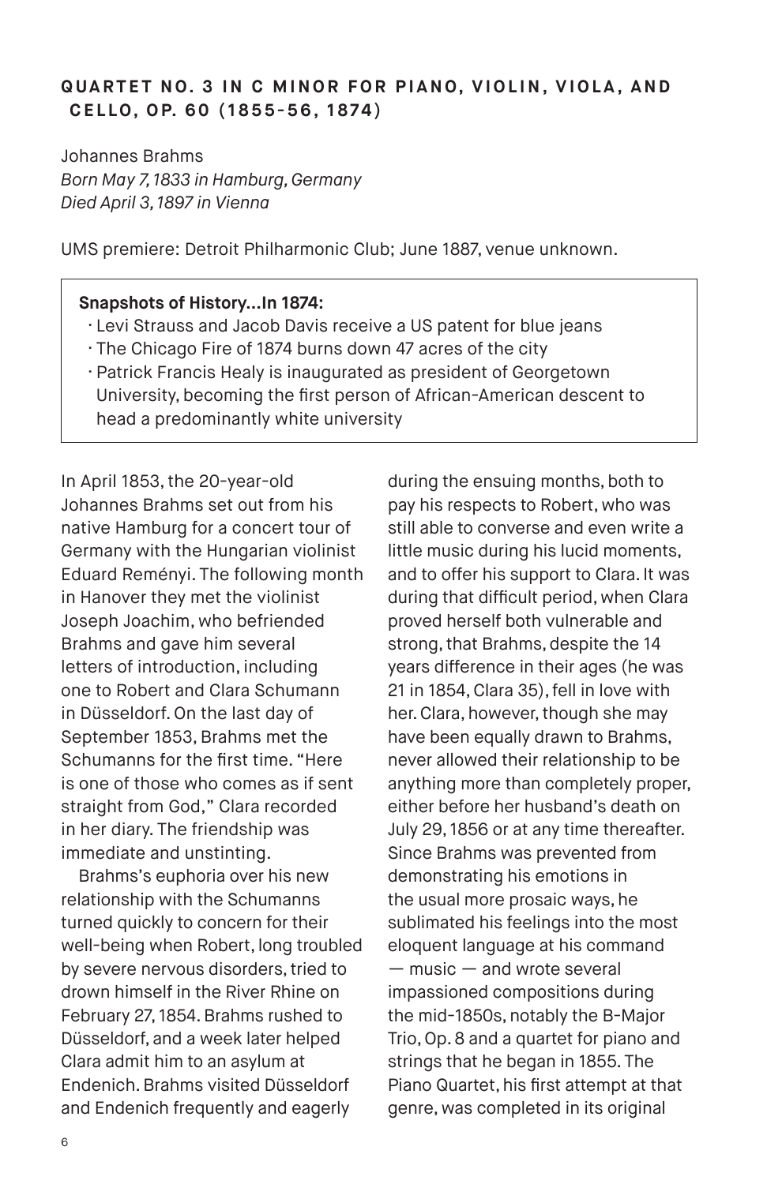### QUARTET NO. 3 IN C MINOR FOR PIANO, VIOLIN, VIOLA, AND CELLO, OP. 60 (1855-56, 1874)

Johannes Brahms
*Born May 7, 1833 in Hamburg, Germany*
*Died April 3, 1897 in Vienna*

UMS premiere: Detroit Philharmonic Club; June 1887, venue unknown.

> **Snapshots of History…In 1874:**
> - Levi Strauss and Jacob Davis receive a US patent for blue jeans
> - The Chicago Fire of 1874 burns down 47 acres of the city
> - Patrick Francis Healy is inaugurated as president of Georgetown University, becoming the first person of African-American descent to head a predominantly white university

In April 1853, the 20-year-old Johannes Brahms set out from his native Hamburg for a concert tour of Germany with the Hungarian violinist Eduard Reményi. The following month in Hanover they met the violinist Joseph Joachim, who befriended Brahms and gave him several letters of introduction, including one to Robert and Clara Schumann in Düsseldorf. On the last day of September 1853, Brahms met the Schumanns for the first time. "Here is one of those who comes as if sent straight from God," Clara recorded in her diary. The friendship was immediate and unstinting.

Brahms's euphoria over his new relationship with the Schumanns turned quickly to concern for their well-being when Robert, long troubled by severe nervous disorders, tried to drown himself in the River Rhine on February 27, 1854. Brahms rushed to Düsseldorf, and a week later helped Clara admit him to an asylum at Endenich. Brahms visited Düsseldorf and Endenich frequently and eagerly during the ensuing months, both to pay his respects to Robert, who was still able to converse and even write a little music during his lucid moments, and to offer his support to Clara. It was during that difficult period, when Clara proved herself both vulnerable and strong, that Brahms, despite the 14 years difference in their ages (he was 21 in 1854, Clara 35), fell in love with her. Clara, however, though she may have been equally drawn to Brahms, never allowed their relationship to be anything more than completely proper, either before her husband's death on July 29, 1856 or at any time thereafter. Since Brahms was prevented from demonstrating his emotions in the usual more prosaic ways, he sublimated his feelings into the most eloquent language at his command — music — and wrote several impassioned compositions during the mid-1850s, notably the B-Major Trio, Op. 8 and a quartet for piano and strings that he began in 1855. The Piano Quartet, his first attempt at that genre, was completed in its original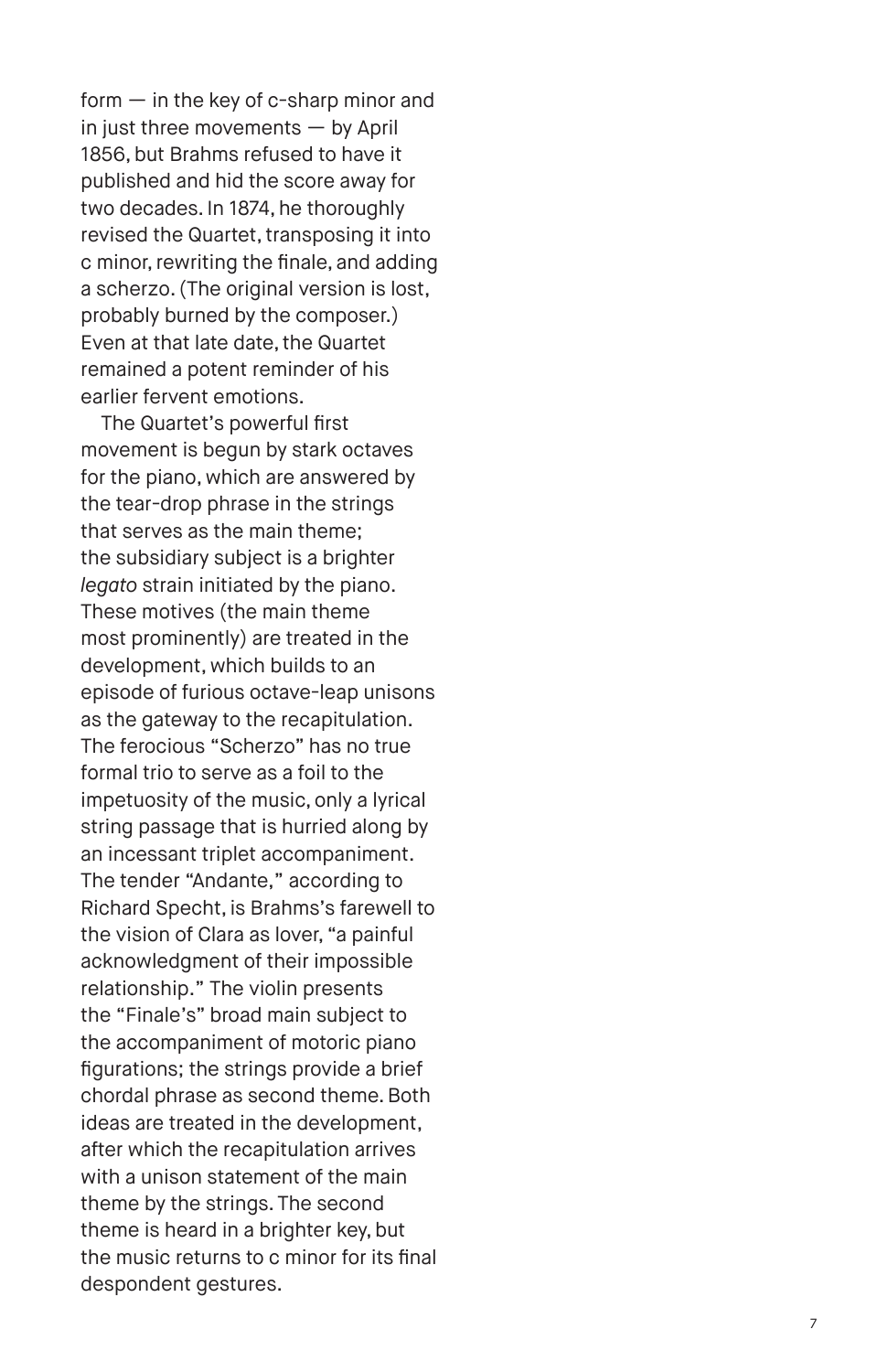form — in the key of c-sharp minor and in just three movements — by April 1856, but Brahms refused to have it published and hid the score away for two decades. In 1874, he thoroughly revised the Quartet, transposing it into c minor, rewriting the finale, and adding a scherzo. (The original version is lost, probably burned by the composer.) Even at that late date, the Quartet remained a potent reminder of his earlier fervent emotions.

The Quartet's powerful first movement is begun by stark octaves for the piano, which are answered by the tear-drop phrase in the strings that serves as the main theme; the subsidiary subject is a brighter *legato* strain initiated by the piano. These motives (the main theme most prominently) are treated in the development, which builds to an episode of furious octave-leap unisons as the gateway to the recapitulation. The ferocious "Scherzo" has no true formal trio to serve as a foil to the impetuosity of the music, only a lyrical string passage that is hurried along by an incessant triplet accompaniment. The tender "Andante," according to Richard Specht, is Brahms's farewell to the vision of Clara as lover, "a painful acknowledgment of their impossible relationship." The violin presents the "Finale's" broad main subject to the accompaniment of motoric piano figurations; the strings provide a brief chordal phrase as second theme. Both ideas are treated in the development, after which the recapitulation arrives with a unison statement of the main theme by the strings. The second theme is heard in a brighter key, but the music returns to c minor for its final despondent gestures.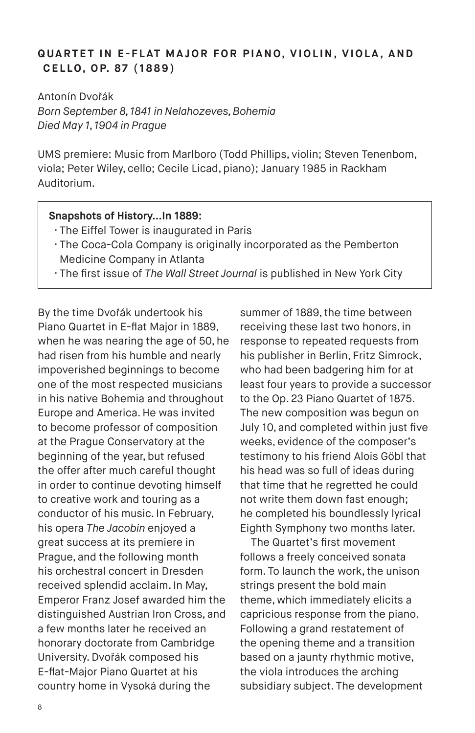### QUARTET IN E-FLAT MAJOR FOR PIANO, VIOLIN, VIOLA, AND CELLO, OP. 87 (1889)

Antonín Dvořák
*Born September 8, 1841 in Nelahozeves, Bohemia*
*Died May 1, 1904 in Prague*

UMS premiere: Music from Marlboro (Todd Phillips, violin; Steven Tenenbom, viola; Peter Wiley, cello; Cecile Licad, piano); January 1985 in Rackham Auditorium.

**Snapshots of History…In 1889:**

- The Eiffel Tower is inaugurated in Paris
- The Coca-Cola Company is originally incorporated as the Pemberton Medicine Company in Atlanta
- The first issue of *The Wall Street Journal* is published in New York City

By the time Dvořák undertook his Piano Quartet in E-flat Major in 1889, when he was nearing the age of 50, he had risen from his humble and nearly impoverished beginnings to become one of the most respected musicians in his native Bohemia and throughout Europe and America. He was invited to become professor of composition at the Prague Conservatory at the beginning of the year, but refused the offer after much careful thought in order to continue devoting himself to creative work and touring as a conductor of his music. In February, his opera *The Jacobin* enjoyed a great success at its premiere in Prague, and the following month his orchestral concert in Dresden received splendid acclaim. In May, Emperor Franz Josef awarded him the distinguished Austrian Iron Cross, and a few months later he received an honorary doctorate from Cambridge University. Dvořák composed his E-flat-Major Piano Quartet at his country home in Vysoká during the summer of 1889, the time between receiving these last two honors, in response to repeated requests from his publisher in Berlin, Fritz Simrock, who had been badgering him for at least four years to provide a successor to the Op. 23 Piano Quartet of 1875. The new composition was begun on July 10, and completed within just five weeks, evidence of the composer's testimony to his friend Alois Göbl that his head was so full of ideas during that time that he regretted he could not write them down fast enough; he completed his boundlessly lyrical Eighth Symphony two months later.

The Quartet's first movement follows a freely conceived sonata form. To launch the work, the unison strings present the bold main theme, which immediately elicits a capricious response from the piano. Following a grand restatement of the opening theme and a transition based on a jaunty rhythmic motive, the viola introduces the arching subsidiary subject. The development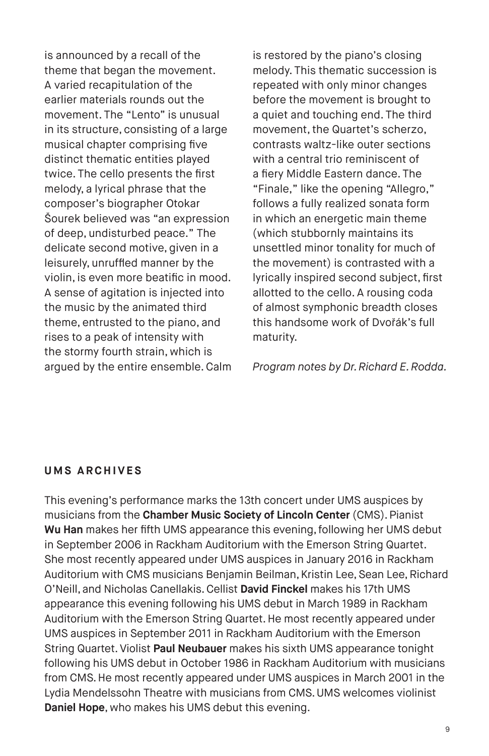is announced by a recall of the theme that began the movement. A varied recapitulation of the earlier materials rounds out the movement. The "Lento" is unusual in its structure, consisting of a large musical chapter comprising five distinct thematic entities played twice. The cello presents the first melody, a lyrical phrase that the composer's biographer Otokar Šourek believed was "an expression of deep, undisturbed peace." The delicate second motive, given in a leisurely, unruffled manner by the violin, is even more beatific in mood. A sense of agitation is injected into the music by the animated third theme, entrusted to the piano, and rises to a peak of intensity with the stormy fourth strain, which is argued by the entire ensemble. Calm is restored by the piano's closing melody. This thematic succession is repeated with only minor changes before the movement is brought to a quiet and touching end. The third movement, the Quartet's scherzo, contrasts waltz-like outer sections with a central trio reminiscent of a fiery Middle Eastern dance. The "Finale," like the opening "Allegro," follows a fully realized sonata form in which an energetic main theme (which stubbornly maintains its unsettled minor tonality for much of the movement) is contrasted with a lyrically inspired second subject, first allotted to the cello. A rousing coda of almost symphonic breadth closes this handsome work of Dvořák's full maturity.

*Program notes by Dr. Richard E. Rodda.*

## UMS ARCHIVES

This evening's performance marks the 13th concert under UMS auspices by musicians from the **Chamber Music Society of Lincoln Center** (CMS). Pianist **Wu Han** makes her fifth UMS appearance this evening, following her UMS debut in September 2006 in Rackham Auditorium with the Emerson String Quartet. She most recently appeared under UMS auspices in January 2016 in Rackham Auditorium with CMS musicians Benjamin Beilman, Kristin Lee, Sean Lee, Richard O'Neill, and Nicholas Canellakis. Cellist **David Finckel** makes his 17th UMS appearance this evening following his UMS debut in March 1989 in Rackham Auditorium with the Emerson String Quartet. He most recently appeared under UMS auspices in September 2011 in Rackham Auditorium with the Emerson String Quartet. Violist **Paul Neubauer** makes his sixth UMS appearance tonight following his UMS debut in October 1986 in Rackham Auditorium with musicians from CMS. He most recently appeared under UMS auspices in March 2001 in the Lydia Mendelssohn Theatre with musicians from CMS. UMS welcomes violinist **Daniel Hope**, who makes his UMS debut this evening.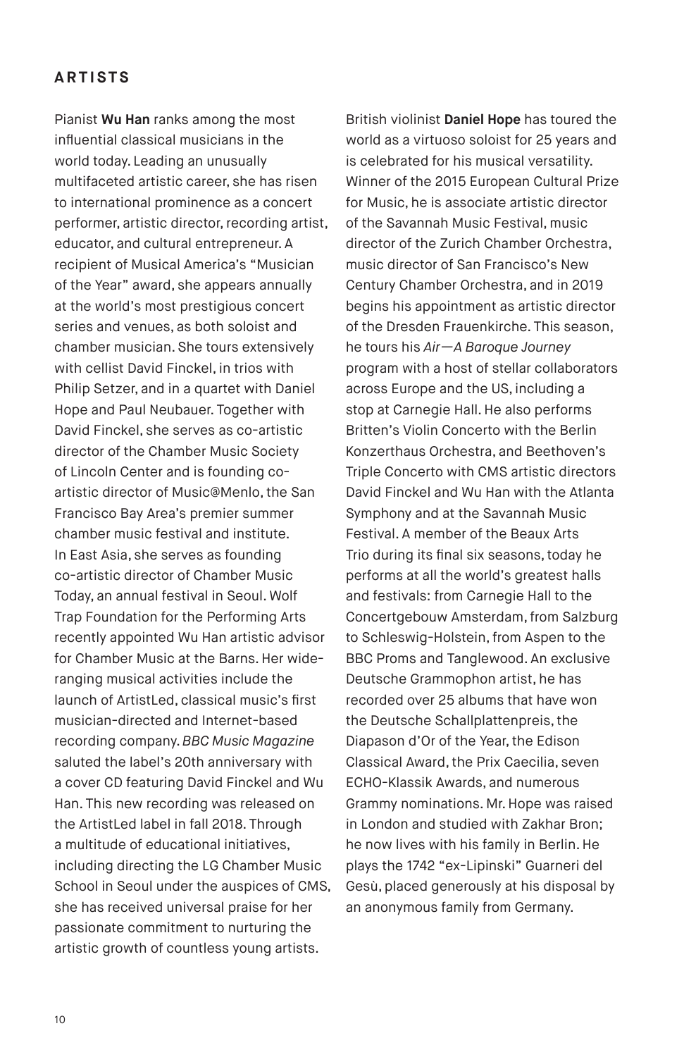## ARTISTS

Pianist **Wu Han** ranks among the most influential classical musicians in the world today. Leading an unusually multifaceted artistic career, she has risen to international prominence as a concert performer, artistic director, recording artist, educator, and cultural entrepreneur. A recipient of Musical America's "Musician of the Year" award, she appears annually at the world's most prestigious concert series and venues, as both soloist and chamber musician. She tours extensively with cellist David Finckel, in trios with Philip Setzer, and in a quartet with Daniel Hope and Paul Neubauer. Together with David Finckel, she serves as co-artistic director of the Chamber Music Society of Lincoln Center and is founding co-artistic director of Music@Menlo, the San Francisco Bay Area's premier summer chamber music festival and institute. In East Asia, she serves as founding co-artistic director of Chamber Music Today, an annual festival in Seoul. Wolf Trap Foundation for the Performing Arts recently appointed Wu Han artistic advisor for Chamber Music at the Barns. Her wide-ranging musical activities include the launch of ArtistLed, classical music's first musician-directed and Internet-based recording company. *BBC Music Magazine* saluted the label's 20th anniversary with a cover CD featuring David Finckel and Wu Han. This new recording was released on the ArtistLed label in fall 2018. Through a multitude of educational initiatives, including directing the LG Chamber Music School in Seoul under the auspices of CMS, she has received universal praise for her passionate commitment to nurturing the artistic growth of countless young artists.

British violinist **Daniel Hope** has toured the world as a virtuoso soloist for 25 years and is celebrated for his musical versatility. Winner of the 2015 European Cultural Prize for Music, he is associate artistic director of the Savannah Music Festival, music director of the Zurich Chamber Orchestra, music director of San Francisco's New Century Chamber Orchestra, and in 2019 begins his appointment as artistic director of the Dresden Frauenkirche. This season, he tours his *Air—A Baroque Journey* program with a host of stellar collaborators across Europe and the US, including a stop at Carnegie Hall. He also performs Britten's Violin Concerto with the Berlin Konzerthaus Orchestra, and Beethoven's Triple Concerto with CMS artistic directors David Finckel and Wu Han with the Atlanta Symphony and at the Savannah Music Festival. A member of the Beaux Arts Trio during its final six seasons, today he performs at all the world's greatest halls and festivals: from Carnegie Hall to the Concertgebouw Amsterdam, from Salzburg to Schleswig-Holstein, from Aspen to the BBC Proms and Tanglewood. An exclusive Deutsche Grammophon artist, he has recorded over 25 albums that have won the Deutsche Schallplattenpreis, the Diapason d'Or of the Year, the Edison Classical Award, the Prix Caecilia, seven ECHO-Klassik Awards, and numerous Grammy nominations. Mr. Hope was raised in London and studied with Zakhar Bron; he now lives with his family in Berlin. He plays the 1742 "ex-Lipinski" Guarneri del Gesù, placed generously at his disposal by an anonymous family from Germany.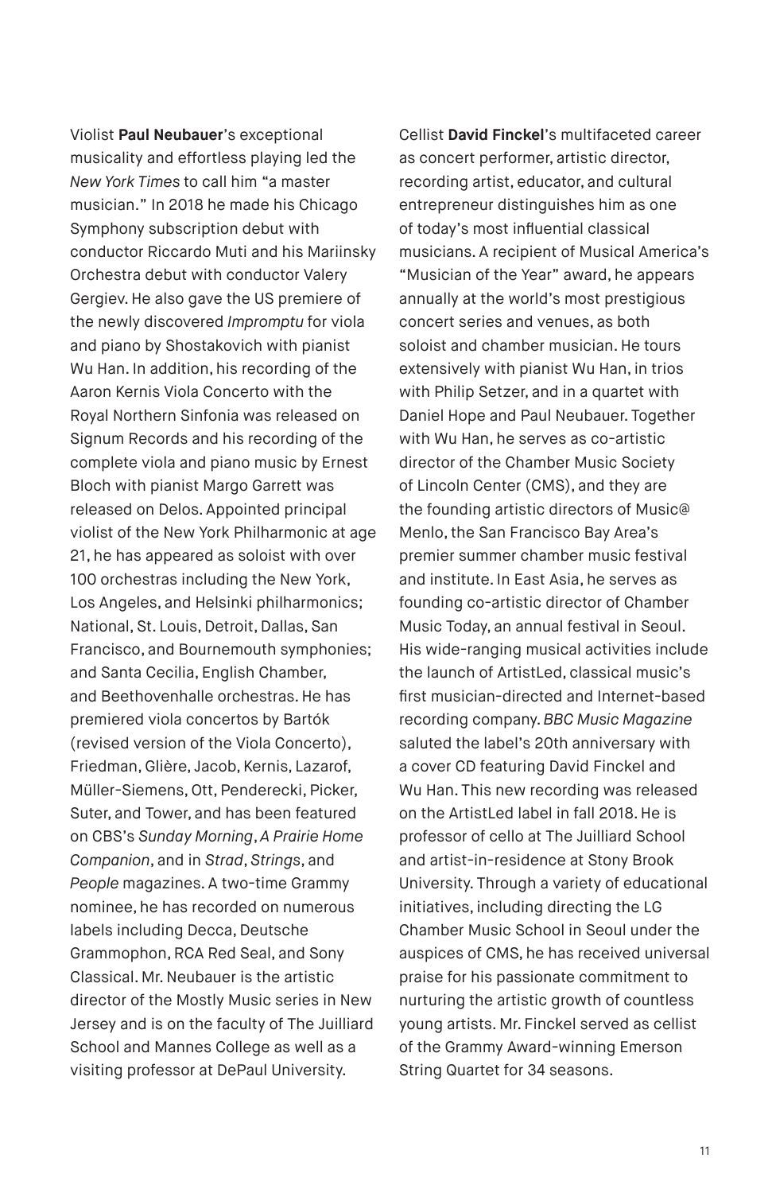Violist **Paul Neubauer**'s exceptional musicality and effortless playing led the *New York Times* to call him "a master musician." In 2018 he made his Chicago Symphony subscription debut with conductor Riccardo Muti and his Mariinsky Orchestra debut with conductor Valery Gergiev. He also gave the US premiere of the newly discovered *Impromptu* for viola and piano by Shostakovich with pianist Wu Han. In addition, his recording of the Aaron Kernis Viola Concerto with the Royal Northern Sinfonia was released on Signum Records and his recording of the complete viola and piano music by Ernest Bloch with pianist Margo Garrett was released on Delos. Appointed principal violist of the New York Philharmonic at age 21, he has appeared as soloist with over 100 orchestras including the New York, Los Angeles, and Helsinki philharmonics; National, St. Louis, Detroit, Dallas, San Francisco, and Bournemouth symphonies; and Santa Cecilia, English Chamber, and Beethovenhalle orchestras. He has premiered viola concertos by Bartók (revised version of the Viola Concerto), Friedman, Glière, Jacob, Kernis, Lazarof, Müller-Siemens, Ott, Penderecki, Picker, Suter, and Tower, and has been featured on CBS's *Sunday Morning*, *A Prairie Home Companion*, and in *Strad*, *Strings*, and *People* magazines. A two-time Grammy nominee, he has recorded on numerous labels including Decca, Deutsche Grammophon, RCA Red Seal, and Sony Classical. Mr. Neubauer is the artistic director of the Mostly Music series in New Jersey and is on the faculty of The Juilliard School and Mannes College as well as a visiting professor at DePaul University.

Cellist **David Finckel**'s multifaceted career as concert performer, artistic director, recording artist, educator, and cultural entrepreneur distinguishes him as one of today's most influential classical musicians. A recipient of Musical America's "Musician of the Year" award, he appears annually at the world's most prestigious concert series and venues, as both soloist and chamber musician. He tours extensively with pianist Wu Han, in trios with Philip Setzer, and in a quartet with Daniel Hope and Paul Neubauer. Together with Wu Han, he serves as co-artistic director of the Chamber Music Society of Lincoln Center (CMS), and they are the founding artistic directors of Music@Menlo, the San Francisco Bay Area's premier summer chamber music festival and institute. In East Asia, he serves as founding co-artistic director of Chamber Music Today, an annual festival in Seoul. His wide-ranging musical activities include the launch of ArtistLed, classical music's first musician-directed and Internet-based recording company. *BBC Music Magazine* saluted the label's 20th anniversary with a cover CD featuring David Finckel and Wu Han. This new recording was released on the ArtistLed label in fall 2018. He is professor of cello at The Juilliard School and artist-in-residence at Stony Brook University. Through a variety of educational initiatives, including directing the LG Chamber Music School in Seoul under the auspices of CMS, he has received universal praise for his passionate commitment to nurturing the artistic growth of countless young artists. Mr. Finckel served as cellist of the Grammy Award-winning Emerson String Quartet for 34 seasons.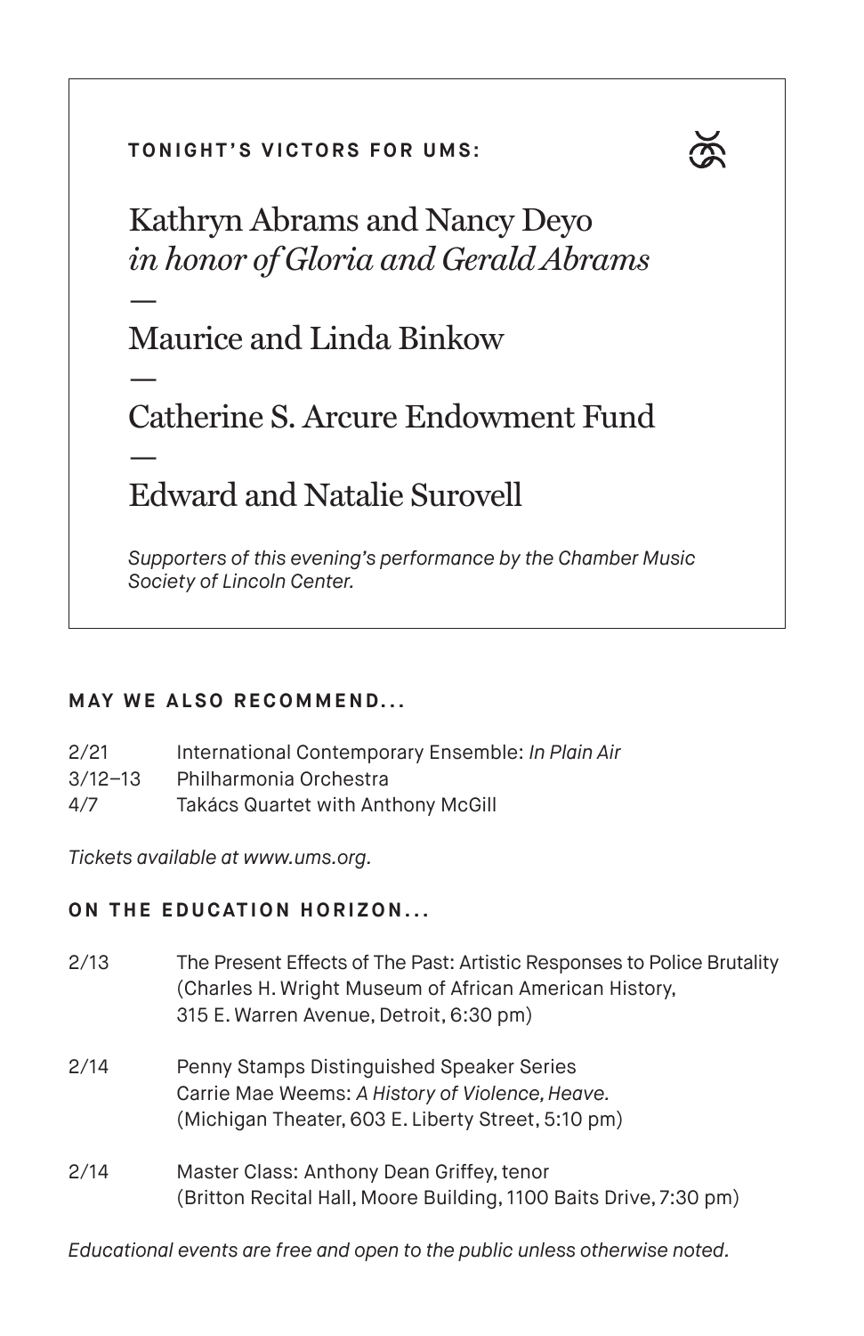**TONIGHT'S VICTORS FOR UMS:**

Kathryn Abrams and Nancy Deyo
*in honor of Gloria and Gerald Abrams*

—

Maurice and Linda Binkow

—

Catherine S. Arcure Endowment Fund

—

Edward and Natalie Surovell

*Supporters of this evening's performance by the Chamber Music Society of Lincoln Center.*

**MAY WE ALSO RECOMMEND...**

| | |
|---|---|
| 2/21 | International Contemporary Ensemble: *In Plain Air* |
| 3/12–13 | Philharmonia Orchestra |
| 4/7 | Takács Quartet with Anthony McGill |

*Tickets available at www.ums.org.*

**ON THE EDUCATION HORIZON...**

| | |
|---|---|
| 2/13 | The Present Effects of The Past: Artistic Responses to Police Brutality (Charles H. Wright Museum of African American History, 315 E. Warren Avenue, Detroit, 6:30 pm) |
| 2/14 | Penny Stamps Distinguished Speaker Series Carrie Mae Weems: *A History of Violence, Heave.* (Michigan Theater, 603 E. Liberty Street, 5:10 pm) |
| 2/14 | Master Class: Anthony Dean Griffey, tenor (Britton Recital Hall, Moore Building, 1100 Baits Drive, 7:30 pm) |

*Educational events are free and open to the public unless otherwise noted.*